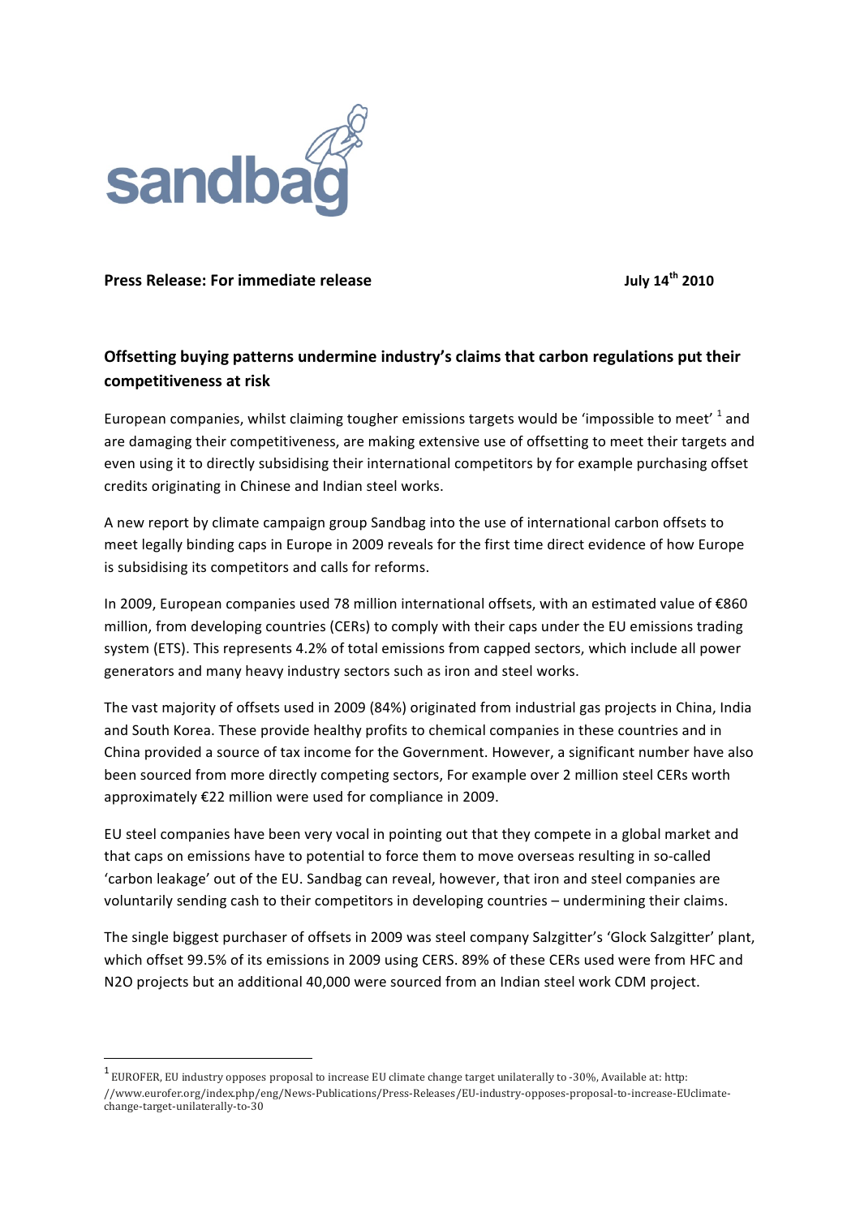sandbag

**Press Release: For immediate release** **July 14th 2010**

## Offsetting buying patterns undermine industry's claims that carbon regulations put their competitiveness at risk

European companies, whilst claiming tougher emissions targets would be 'impossible to meet' [1] and are damaging their competitiveness, are making extensive use of offsetting to meet their targets and even using it to directly subsidising their international competitors by for example purchasing offset credits originating in Chinese and Indian steel works.

A new report by climate campaign group Sandbag into the use of international carbon offsets to meet legally binding caps in Europe in 2009 reveals for the first time direct evidence of how Europe is subsidising its competitors and calls for reforms.

In 2009, European companies used 78 million international offsets, with an estimated value of €860 million, from developing countries (CERs) to comply with their caps under the EU emissions trading system (ETS). This represents 4.2% of total emissions from capped sectors, which include all power generators and many heavy industry sectors such as iron and steel works.

The vast majority of offsets used in 2009 (84%) originated from industrial gas projects in China, India and South Korea. These provide healthy profits to chemical companies in these countries and in China provided a source of tax income for the Government. However, a significant number have also been sourced from more directly competing sectors, For example over 2 million steel CERs worth approximately €22 million were used for compliance in 2009.

EU steel companies have been very vocal in pointing out that they compete in a global market and that caps on emissions have to potential to force them to move overseas resulting in so-called 'carbon leakage' out of the EU. Sandbag can reveal, however, that iron and steel companies are voluntarily sending cash to their competitors in developing countries – undermining their claims.

The single biggest purchaser of offsets in 2009 was steel company Salzgitter's 'Glock Salzgitter' plant, which offset 99.5% of its emissions in 2009 using CERS. 89% of these CERs used were from HFC and N2O projects but an additional 40,000 were sourced from an Indian steel work CDM project.

---

[1] EUROFER, EU industry opposes proposal to increase EU climate change target unilaterally to -30%, Available at: http://www.eurofer.org/index.php/eng/News-Publications/Press-Releases/EU-industry-opposes-proposal-to-increase-EUclimate-change-target-unilaterally-to-30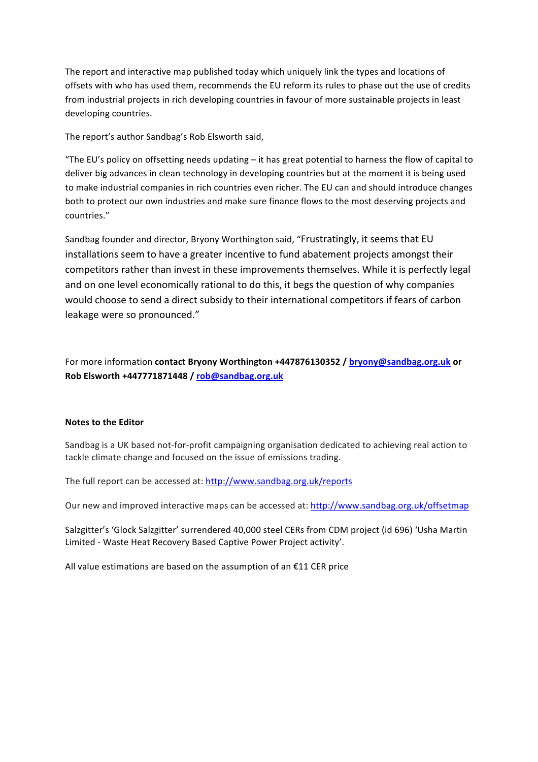The report and interactive map published today which uniquely link the types and locations of offsets with who has used them, recommends the EU reform its rules to phase out the use of credits from industrial projects in rich developing countries in favour of more sustainable projects in least developing countries.

The report's author Sandbag's Rob Elsworth said,

"The EU's policy on offsetting needs updating – it has great potential to harness the flow of capital to deliver big advances in clean technology in developing countries but at the moment it is being used to make industrial companies in rich countries even richer. The EU can and should introduce changes both to protect our own industries and make sure finance flows to the most deserving projects and countries."

Sandbag founder and director, Bryony Worthington said, "Frustratingly, it seems that EU installations seem to have a greater incentive to fund abatement projects amongst their competitors rather than invest in these improvements themselves. While it is perfectly legal and on one level economically rational to do this, it begs the question of why companies would choose to send a direct subsidy to their international competitors if fears of carbon leakage were so pronounced."

For more information **contact Bryony Worthington +447876130352 / [bryony@sandbag.org.uk](mailto:bryony@sandbag.org.uk) or Rob Elsworth +447771871448 / [rob@sandbag.org.uk](mailto:rob@sandbag.org.uk)**

**Notes to the Editor**

Sandbag is a UK based not-for-profit campaigning organisation dedicated to achieving real action to tackle climate change and focused on the issue of emissions trading.

The full report can be accessed at: http://www.sandbag.org.uk/reports

Our new and improved interactive maps can be accessed at: http://www.sandbag.org.uk/offsetmap

Salzgitter's 'Glock Salzgitter' surrendered 40,000 steel CERs from CDM project (id 696) 'Usha Martin Limited - Waste Heat Recovery Based Captive Power Project activity'.

All value estimations are based on the assumption of an €11 CER price